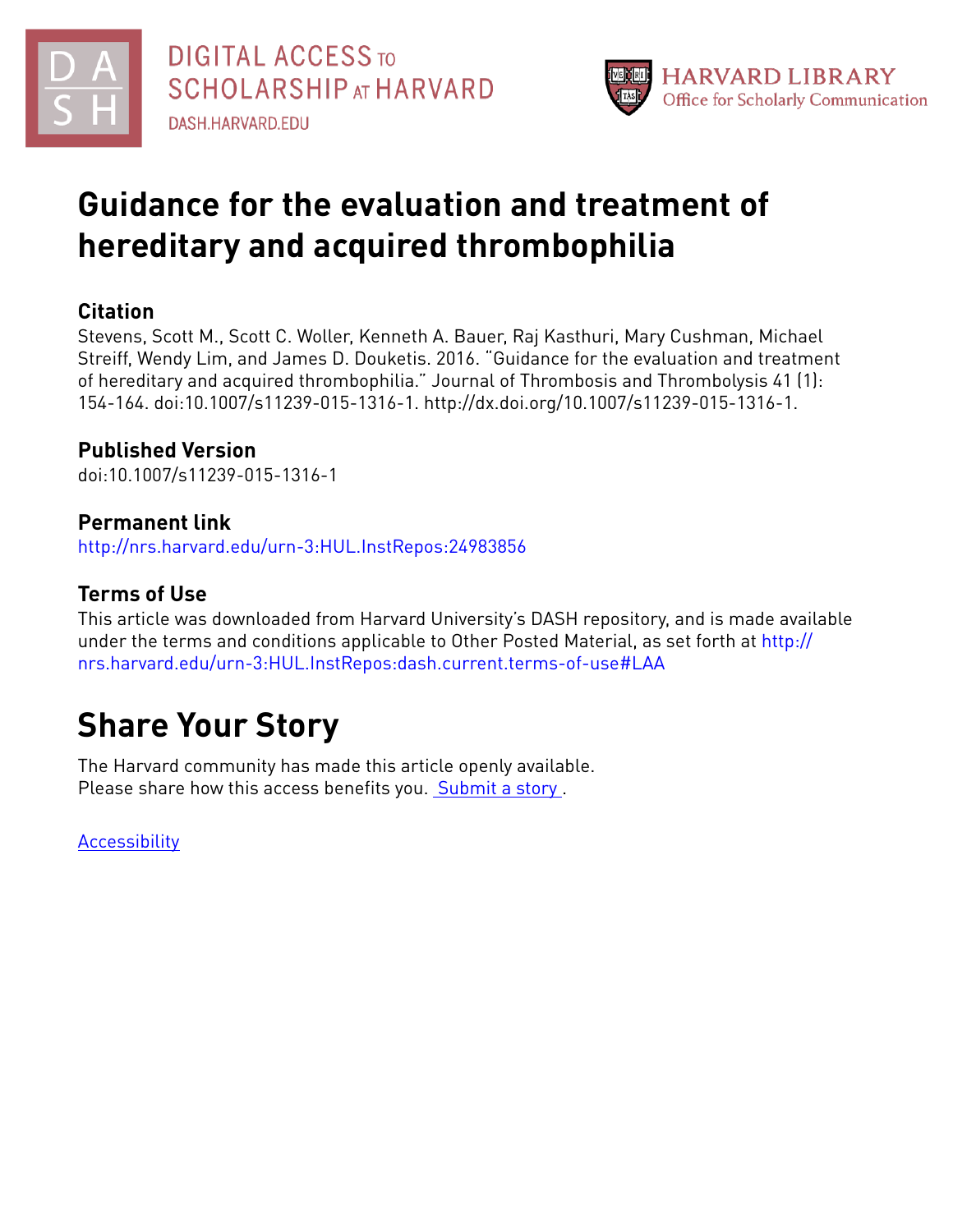DIGITAL ACCESS TO SCHOLARSHIP AT HARVARD

DASH.HARVARD.EDU

HARVARD LIBRARY
Office for Scholarly Communication

# Guidance for the evaluation and treatment of hereditary and acquired thrombophilia

## Citation

Stevens, Scott M., Scott C. Woller, Kenneth A. Bauer, Raj Kasthuri, Mary Cushman, Michael Streiff, Wendy Lim, and James D. Douketis. 2016. "Guidance for the evaluation and treatment of hereditary and acquired thrombophilia." Journal of Thrombosis and Thrombolysis 41 (1): 154-164. doi:10.1007/s11239-015-1316-1. http://dx.doi.org/10.1007/s11239-015-1316-1.

## Published Version

doi:10.1007/s11239-015-1316-1

## Permanent link

http://nrs.harvard.edu/urn-3:HUL.InstRepos:24983856

## Terms of Use

This article was downloaded from Harvard University's DASH repository, and is made available under the terms and conditions applicable to Other Posted Material, as set forth at http://nrs.harvard.edu/urn-3:HUL.InstRepos:dash.current.terms-of-use#LAA

# Share Your Story

The Harvard community has made this article openly available.
Please share how this access benefits you. Submit a story .

Accessibility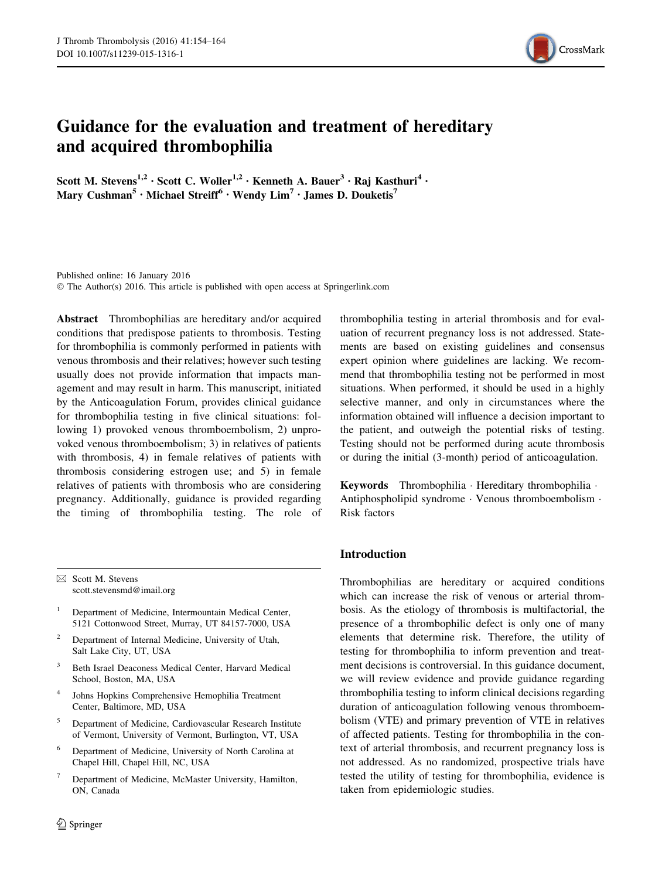# Guidance for the evaluation and treatment of hereditary and acquired thrombophilia

Scott M. Stevens[1,2] · Scott C. Woller[1,2] · Kenneth A. Bauer[3] · Raj Kasthuri[4] · Mary Cushman[5] · Michael Streiff[6] · Wendy Lim[7] · James D. Douketis[7]

Published online: 16 January 2016
© The Author(s) 2016. This article is published with open access at Springerlink.com

**Abstract** Thrombophilias are hereditary and/or acquired conditions that predispose patients to thrombosis. Testing for thrombophilia is commonly performed in patients with venous thrombosis and their relatives; however such testing usually does not provide information that impacts management and may result in harm. This manuscript, initiated by the Anticoagulation Forum, provides clinical guidance for thrombophilia testing in five clinical situations: following 1) provoked venous thromboembolism, 2) unprovoked venous thromboembolism; 3) in relatives of patients with thrombosis, 4) in female relatives of patients with thrombosis considering estrogen use; and 5) in female relatives of patients with thrombosis who are considering pregnancy. Additionally, guidance is provided regarding the timing of thrombophilia testing. The role of thrombophilia testing in arterial thrombosis and for evaluation of recurrent pregnancy loss is not addressed. Statements are based on existing guidelines and consensus expert opinion where guidelines are lacking. We recommend that thrombophilia testing not be performed in most situations. When performed, it should be used in a highly selective manner, and only in circumstances where the information obtained will influence a decision important to the patient, and outweigh the potential risks of testing. Testing should not be performed during acute thrombosis or during the initial (3-month) period of anticoagulation.

**Keywords** Thrombophilia · Hereditary thrombophilia · Antiphospholipid syndrome · Venous thromboembolism · Risk factors

✉ Scott M. Stevens
scott.stevensmd@imail.org

[1] Department of Medicine, Intermountain Medical Center, 5121 Cottonwood Street, Murray, UT 84157-7000, USA

[2] Department of Internal Medicine, University of Utah, Salt Lake City, UT, USA

[3] Beth Israel Deaconess Medical Center, Harvard Medical School, Boston, MA, USA

[4] Johns Hopkins Comprehensive Hemophilia Treatment Center, Baltimore, MD, USA

[5] Department of Medicine, Cardiovascular Research Institute of Vermont, University of Vermont, Burlington, VT, USA

[6] Department of Medicine, University of North Carolina at Chapel Hill, Chapel Hill, NC, USA

[7] Department of Medicine, McMaster University, Hamilton, ON, Canada

## Introduction

Thrombophilias are hereditary or acquired conditions which can increase the risk of venous or arterial thrombosis. As the etiology of thrombosis is multifactorial, the presence of a thrombophilic defect is only one of many elements that determine risk. Therefore, the utility of testing for thrombophilia to inform prevention and treatment decisions is controversial. In this guidance document, we will review evidence and provide guidance regarding thrombophilia testing to inform clinical decisions regarding duration of anticoagulation following venous thromboembolism (VTE) and primary prevention of VTE in relatives of affected patients. Testing for thrombophilia in the context of arterial thrombosis, and recurrent pregnancy loss is not addressed. As no randomized, prospective trials have tested the utility of testing for thrombophilia, evidence is taken from epidemiologic studies.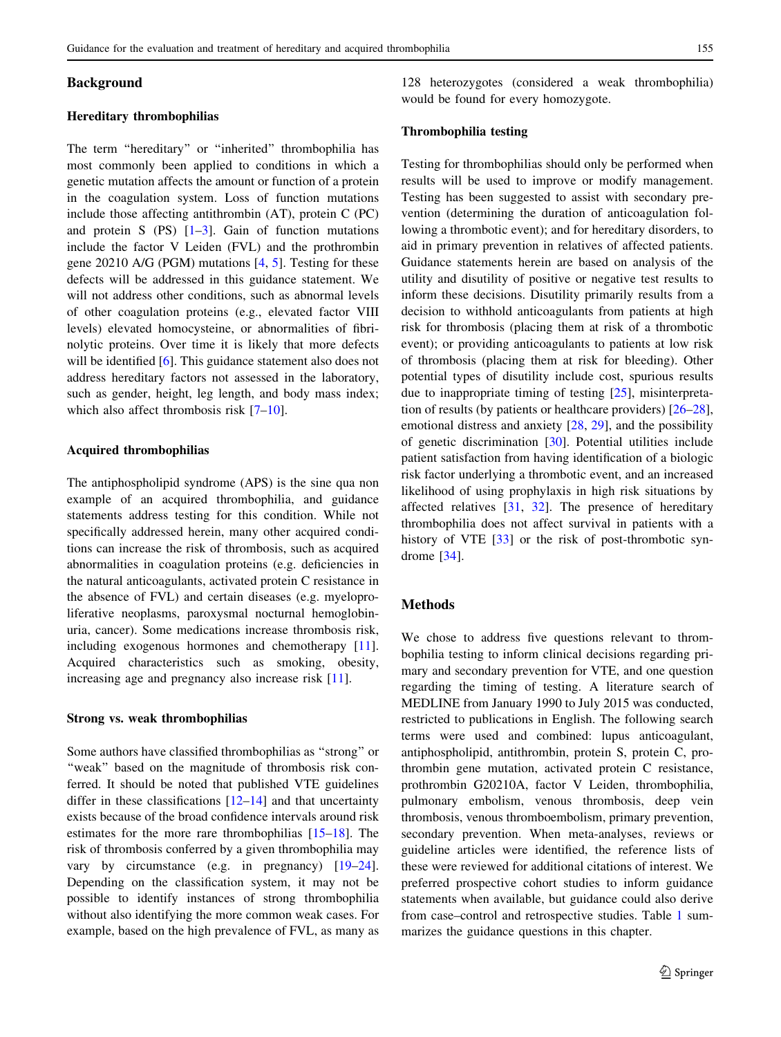## Background

### Hereditary thrombophilias

The term "hereditary" or "inherited" thrombophilia has most commonly been applied to conditions in which a genetic mutation affects the amount or function of a protein in the coagulation system. Loss of function mutations include those affecting antithrombin (AT), protein C (PC) and protein S (PS) [1–3]. Gain of function mutations include the factor V Leiden (FVL) and the prothrombin gene 20210 A/G (PGM) mutations [4, 5]. Testing for these defects will be addressed in this guidance statement. We will not address other conditions, such as abnormal levels of other coagulation proteins (e.g., elevated factor VIII levels) elevated homocysteine, or abnormalities of fibrinolytic proteins. Over time it is likely that more defects will be identified [6]. This guidance statement also does not address hereditary factors not assessed in the laboratory, such as gender, height, leg length, and body mass index; which also affect thrombosis risk [7–10].

### Acquired thrombophilias

The antiphospholipid syndrome (APS) is the sine qua non example of an acquired thrombophilia, and guidance statements address testing for this condition. While not specifically addressed herein, many other acquired conditions can increase the risk of thrombosis, such as acquired abnormalities in coagulation proteins (e.g. deficiencies in the natural anticoagulants, activated protein C resistance in the absence of FVL) and certain diseases (e.g. myeloproliferative neoplasms, paroxysmal nocturnal hemoglobinuria, cancer). Some medications increase thrombosis risk, including exogenous hormones and chemotherapy [11]. Acquired characteristics such as smoking, obesity, increasing age and pregnancy also increase risk [11].

### Strong vs. weak thrombophilias

Some authors have classified thrombophilias as "strong" or "weak" based on the magnitude of thrombosis risk conferred. It should be noted that published VTE guidelines differ in these classifications [12–14] and that uncertainty exists because of the broad confidence intervals around risk estimates for the more rare thrombophilias [15–18]. The risk of thrombosis conferred by a given thrombophilia may vary by circumstance (e.g. in pregnancy) [19–24]. Depending on the classification system, it may not be possible to identify instances of strong thrombophilia without also identifying the more common weak cases. For example, based on the high prevalence of FVL, as many as 128 heterozygotes (considered a weak thrombophilia) would be found for every homozygote.

### Thrombophilia testing

Testing for thrombophilias should only be performed when results will be used to improve or modify management. Testing has been suggested to assist with secondary prevention (determining the duration of anticoagulation following a thrombotic event); and for hereditary disorders, to aid in primary prevention in relatives of affected patients. Guidance statements herein are based on analysis of the utility and disutility of positive or negative test results to inform these decisions. Disutility primarily results from a decision to withhold anticoagulants from patients at high risk for thrombosis (placing them at risk of a thrombotic event); or providing anticoagulants to patients at low risk of thrombosis (placing them at risk for bleeding). Other potential types of disutility include cost, spurious results due to inappropriate timing of testing [25], misinterpretation of results (by patients or healthcare providers) [26–28], emotional distress and anxiety [28, 29], and the possibility of genetic discrimination [30]. Potential utilities include patient satisfaction from having identification of a biologic risk factor underlying a thrombotic event, and an increased likelihood of using prophylaxis in high risk situations by affected relatives [31, 32]. The presence of hereditary thrombophilia does not affect survival in patients with a history of VTE [33] or the risk of post-thrombotic syndrome [34].

## Methods

We chose to address five questions relevant to thrombophilia testing to inform clinical decisions regarding primary and secondary prevention for VTE, and one question regarding the timing of testing. A literature search of MEDLINE from January 1990 to July 2015 was conducted, restricted to publications in English. The following search terms were used and combined: lupus anticoagulant, antiphospholipid, antithrombin, protein S, protein C, prothrombin gene mutation, activated protein C resistance, prothrombin G20210A, factor V Leiden, thrombophilia, pulmonary embolism, venous thrombosis, deep vein thrombosis, venous thromboembolism, primary prevention, secondary prevention. When meta-analyses, reviews or guideline articles were identified, the reference lists of these were reviewed for additional citations of interest. We preferred prospective cohort studies to inform guidance statements when available, but guidance could also derive from case–control and retrospective studies. Table 1 summarizes the guidance questions in this chapter.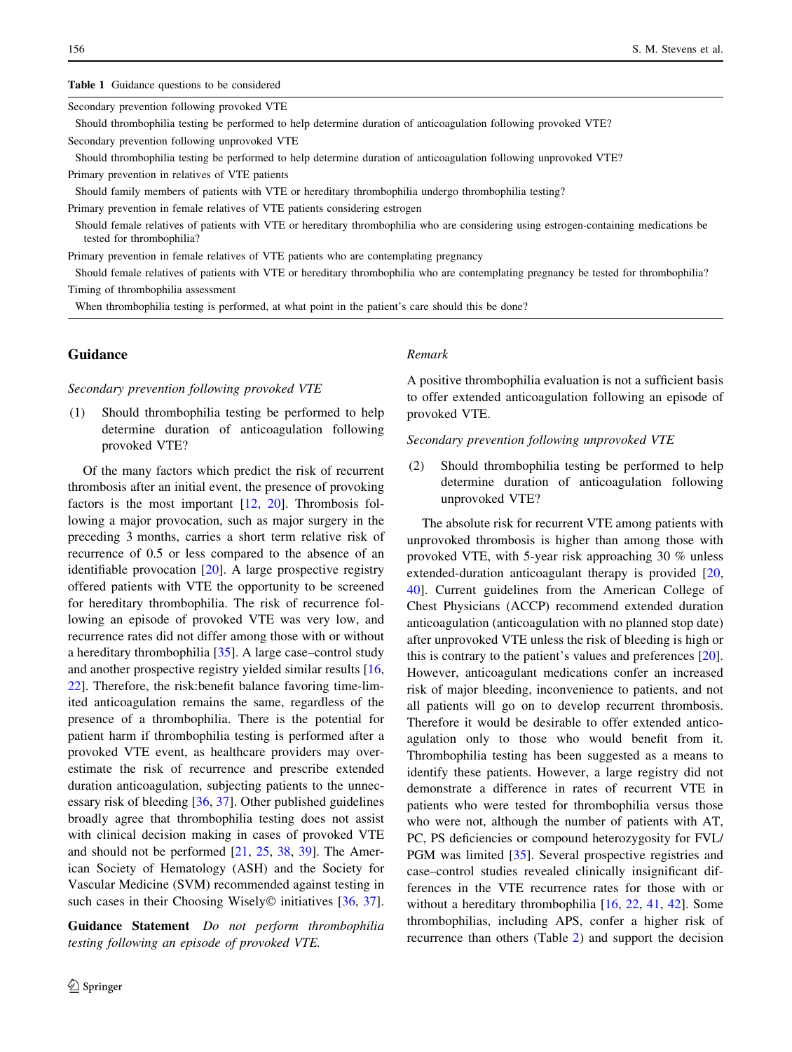**Table 1** Guidance questions to be considered

| |
|---|
| Secondary prevention following provoked VTE |
| Should thrombophilia testing be performed to help determine duration of anticoagulation following provoked VTE? |
| Secondary prevention following unprovoked VTE |
| Should thrombophilia testing be performed to help determine duration of anticoagulation following unprovoked VTE? |
| Primary prevention in relatives of VTE patients |
| Should family members of patients with VTE or hereditary thrombophilia undergo thrombophilia testing? |
| Primary prevention in female relatives of VTE patients considering estrogen |
| Should female relatives of patients with VTE or hereditary thrombophilia who are considering using estrogen-containing medications be tested for thrombophilia? |
| Primary prevention in female relatives of VTE patients who are contemplating pregnancy |
| Should female relatives of patients with VTE or hereditary thrombophilia who are contemplating pregnancy be tested for thrombophilia? |
| Timing of thrombophilia assessment |
| When thrombophilia testing is performed, at what point in the patient's care should this be done? |

## Guidance

*Secondary prevention following provoked VTE*

(1) Should thrombophilia testing be performed to help determine duration of anticoagulation following provoked VTE?

Of the many factors which predict the risk of recurrent thrombosis after an initial event, the presence of provoking factors is the most important [12, 20]. Thrombosis following a major provocation, such as major surgery in the preceding 3 months, carries a short term relative risk of recurrence of 0.5 or less compared to the absence of an identifiable provocation [20]. A large prospective registry offered patients with VTE the opportunity to be screened for hereditary thrombophilia. The risk of recurrence following an episode of provoked VTE was very low, and recurrence rates did not differ among those with or without a hereditary thrombophilia [35]. A large case–control study and another prospective registry yielded similar results [16, 22]. Therefore, the risk:benefit balance favoring time-limited anticoagulation remains the same, regardless of the presence of a thrombophilia. There is the potential for patient harm if thrombophilia testing is performed after a provoked VTE event, as healthcare providers may overestimate the risk of recurrence and prescribe extended duration anticoagulation, subjecting patients to the unnecessary risk of bleeding [36, 37]. Other published guidelines broadly agree that thrombophilia testing does not assist with clinical decision making in cases of provoked VTE and should not be performed [21, 25, 38, 39]. The American Society of Hematology (ASH) and the Society for Vascular Medicine (SVM) recommended against testing in such cases in their Choosing Wisely© initiatives [36, 37].

**Guidance Statement** *Do not perform thrombophilia testing following an episode of provoked VTE.*

*Remark*

A positive thrombophilia evaluation is not a sufficient basis to offer extended anticoagulation following an episode of provoked VTE.

*Secondary prevention following unprovoked VTE*

(2) Should thrombophilia testing be performed to help determine duration of anticoagulation following unprovoked VTE?

The absolute risk for recurrent VTE among patients with unprovoked thrombosis is higher than among those with provoked VTE, with 5-year risk approaching 30 % unless extended-duration anticoagulant therapy is provided [20, 40]. Current guidelines from the American College of Chest Physicians (ACCP) recommend extended duration anticoagulation (anticoagulation with no planned stop date) after unprovoked VTE unless the risk of bleeding is high or this is contrary to the patient's values and preferences [20]. However, anticoagulant medications confer an increased risk of major bleeding, inconvenience to patients, and not all patients will go on to develop recurrent thrombosis. Therefore it would be desirable to offer extended anticoagulation only to those who would benefit from it. Thrombophilia testing has been suggested as a means to identify these patients. However, a large registry did not demonstrate a difference in rates of recurrent VTE in patients who were tested for thrombophilia versus those who were not, although the number of patients with AT, PC, PS deficiencies or compound heterozygosity for FVL/PGM was limited [35]. Several prospective registries and case–control studies revealed clinically insignificant differences in the VTE recurrence rates for those with or without a hereditary thrombophilia [16, 22, 41, 42]. Some thrombophilias, including APS, confer a higher risk of recurrence than others (Table 2) and support the decision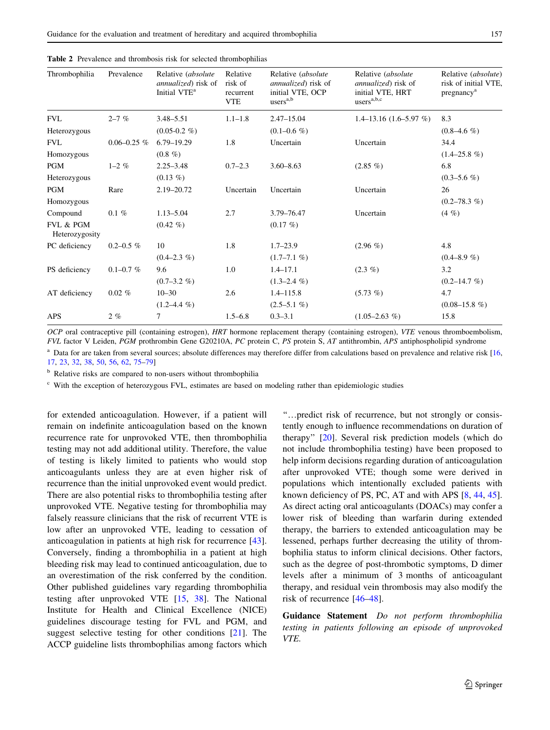**Table 2** Prevalence and thrombosis risk for selected thrombophilias

| Thrombophilia | Prevalence | Relative (*absolute annualized*) risk of Initial VTE[a] | Relative risk of recurrent VTE | Relative (*absolute annualized*) risk of initial VTE, OCP users[a,b] | Relative (*absolute annualized*) risk of initial VTE, HRT users[a,b,c] | Relative (*absolute*) risk of initial VTE, pregnancy[a] |
|---|---|---|---|---|---|---|
| FVL Heterozygous | 2–7 % | 3.48–5.51 (0.05-0.2 %) | 1.1–1.8 | 2.47–15.04 (0.1–0.6 %) | 1.4–13.16 (1.6–5.97 %) | 8.3 (0.8–4.6 %) |
| FVL Homozygous | 0.06–0.25 % | 6.79–19.29 (0.8 %) | 1.8 | Uncertain | Uncertain | 34.4 (1.4–25.8 %) |
| PGM Heterozygous | 1–2 % | 2.25–3.48 (0.13 %) | 0.7–2.3 | 3.60–8.63 | (2.85 %) | 6.8 (0.3–5.6 %) |
| PGM Homozygous | Rare | 2.19–20.72 | Uncertain | Uncertain | Uncertain | 26 (0.2–78.3 %) |
| Compound FVL & PGM Heterozygosity | 0.1 % | 1.13–5.04 (0.42 %) | 2.7 | 3.79–76.47 (0.17 %) | Uncertain | (4 %) |
| PC deficiency | 0.2–0.5 % | 10 (0.4–2.3 %) | 1.8 | 1.7–23.9 (1.7–7.1 %) | (2.96 %) | 4.8 (0.4–8.9 %) |
| PS deficiency | 0.1–0.7 % | 9.6 (0.7–3.2 %) | 1.0 | 1.4–17.1 (1.3–2.4 %) | (2.3 %) | 3.2 (0.2–14.7 %) |
| AT deficiency | 0.02 % | 10–30 (1.2–4.4 %) | 2.6 | 1.4–115.8 (2.5–5.1 %) | (5.73 %) | 4.7 (0.08–15.8 %) |
| APS | 2 % | 7 | 1.5–6.8 | 0.3–3.1 | (1.05–2.63 %) | 15.8 |

*OCP* oral contraceptive pill (containing estrogen), *HRT* hormone replacement therapy (containing estrogen), *VTE* venous thromboembolism, *FVL* factor V Leiden, *PGM* prothrombin Gene G20210A, *PC* protein C, *PS* protein S, *AT* antithrombin, *APS* antiphospholipid syndrome

[a] Data for are taken from several sources; absolute differences may therefore differ from calculations based on prevalence and relative risk [16, 17, 23, 32, 38, 50, 56, 62, 75–79]

[b] Relative risks are compared to non-users without thrombophilia

[c] With the exception of heterozygous FVL, estimates are based on modeling rather than epidemiologic studies

for extended anticoagulation. However, if a patient will remain on indefinite anticoagulation based on the known recurrence rate for unprovoked VTE, then thrombophilia testing may not add additional utility. Therefore, the value of testing is likely limited to patients who would stop anticoagulants unless they are at even higher risk of recurrence than the initial unprovoked event would predict. There are also potential risks to thrombophilia testing after unprovoked VTE. Negative testing for thrombophilia may falsely reassure clinicians that the risk of recurrent VTE is low after an unprovoked VTE, leading to cessation of anticoagulation in patients at high risk for recurrence [43]. Conversely, finding a thrombophilia in a patient at high bleeding risk may lead to continued anticoagulation, due to an overestimation of the risk conferred by the condition. Other published guidelines vary regarding thrombophilia testing after unprovoked VTE [15, 38]. The National Institute for Health and Clinical Excellence (NICE) guidelines discourage testing for FVL and PGM, and suggest selective testing for other conditions [21]. The ACCP guideline lists thrombophilias among factors which "…predict risk of recurrence, but not strongly or consistently enough to influence recommendations on duration of therapy" [20]. Several risk prediction models (which do not include thrombophilia testing) have been proposed to help inform decisions regarding duration of anticoagulation after unprovoked VTE; though some were derived in populations which intentionally excluded patients with known deficiency of PS, PC, AT and with APS [8, 44, 45]. As direct acting oral anticoagulants (DOACs) may confer a lower risk of bleeding than warfarin during extended therapy, the barriers to extended anticoagulation may be lessened, perhaps further decreasing the utility of thrombophilia status to inform clinical decisions. Other factors, such as the degree of post-thrombotic symptoms, D dimer levels after a minimum of 3 months of anticoagulant therapy, and residual vein thrombosis may also modify the risk of recurrence [46–48].

**Guidance Statement** *Do not perform thrombophilia testing in patients following an episode of unprovoked VTE.*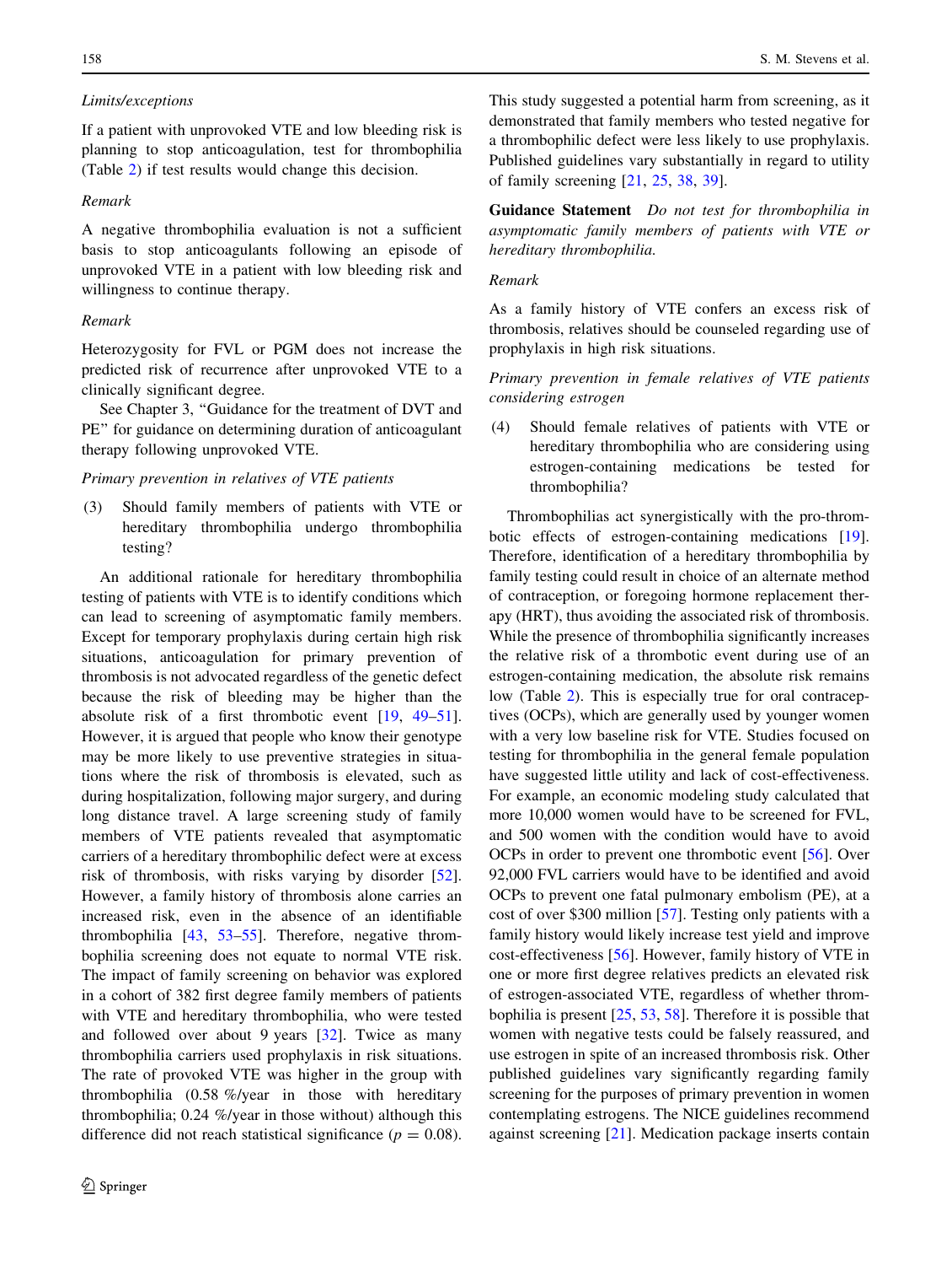*Limits/exceptions*

If a patient with unprovoked VTE and low bleeding risk is planning to stop anticoagulation, test for thrombophilia (Table 2) if test results would change this decision.

*Remark*

A negative thrombophilia evaluation is not a sufficient basis to stop anticoagulants following an episode of unprovoked VTE in a patient with low bleeding risk and willingness to continue therapy.

*Remark*

Heterozygosity for FVL or PGM does not increase the predicted risk of recurrence after unprovoked VTE to a clinically significant degree.

See Chapter 3, "Guidance for the treatment of DVT and PE" for guidance on determining duration of anticoagulant therapy following unprovoked VTE.

*Primary prevention in relatives of VTE patients*

(3) Should family members of patients with VTE or hereditary thrombophilia undergo thrombophilia testing?

An additional rationale for hereditary thrombophilia testing of patients with VTE is to identify conditions which can lead to screening of asymptomatic family members. Except for temporary prophylaxis during certain high risk situations, anticoagulation for primary prevention of thrombosis is not advocated regardless of the genetic defect because the risk of bleeding may be higher than the absolute risk of a first thrombotic event [19, 49–51]. However, it is argued that people who know their genotype may be more likely to use preventive strategies in situations where the risk of thrombosis is elevated, such as during hospitalization, following major surgery, and during long distance travel. A large screening study of family members of VTE patients revealed that asymptomatic carriers of a hereditary thrombophilic defect were at excess risk of thrombosis, with risks varying by disorder [52]. However, a family history of thrombosis alone carries an increased risk, even in the absence of an identifiable thrombophilia [43, 53–55]. Therefore, negative thrombophilia screening does not equate to normal VTE risk. The impact of family screening on behavior was explored in a cohort of 382 first degree family members of patients with VTE and hereditary thrombophilia, who were tested and followed over about 9 years [32]. Twice as many thrombophilia carriers used prophylaxis in risk situations. The rate of provoked VTE was higher in the group with thrombophilia (0.58 %/year in those with hereditary thrombophilia; 0.24 %/year in those without) although this difference did not reach statistical significance ($p = 0.08$). This study suggested a potential harm from screening, as it demonstrated that family members who tested negative for a thrombophilic defect were less likely to use prophylaxis. Published guidelines vary substantially in regard to utility of family screening [21, 25, 38, 39].

**Guidance Statement** *Do not test for thrombophilia in asymptomatic family members of patients with VTE or hereditary thrombophilia.*

*Remark*

As a family history of VTE confers an excess risk of thrombosis, relatives should be counseled regarding use of prophylaxis in high risk situations.

*Primary prevention in female relatives of VTE patients considering estrogen*

(4) Should female relatives of patients with VTE or hereditary thrombophilia who are considering using estrogen-containing medications be tested for thrombophilia?

Thrombophilias act synergistically with the pro-thrombotic effects of estrogen-containing medications [19]. Therefore, identification of a hereditary thrombophilia by family testing could result in choice of an alternate method of contraception, or foregoing hormone replacement therapy (HRT), thus avoiding the associated risk of thrombosis. While the presence of thrombophilia significantly increases the relative risk of a thrombotic event during use of an estrogen-containing medication, the absolute risk remains low (Table 2). This is especially true for oral contraceptives (OCPs), which are generally used by younger women with a very low baseline risk for VTE. Studies focused on testing for thrombophilia in the general female population have suggested little utility and lack of cost-effectiveness. For example, an economic modeling study calculated that more 10,000 women would have to be screened for FVL, and 500 women with the condition would have to avoid OCPs in order to prevent one thrombotic event [56]. Over 92,000 FVL carriers would have to be identified and avoid OCPs to prevent one fatal pulmonary embolism (PE), at a cost of over $300 million [57]. Testing only patients with a family history would likely increase test yield and improve cost-effectiveness [56]. However, family history of VTE in one or more first degree relatives predicts an elevated risk of estrogen-associated VTE, regardless of whether thrombophilia is present [25, 53, 58]. Therefore it is possible that women with negative tests could be falsely reassured, and use estrogen in spite of an increased thrombosis risk. Other published guidelines vary significantly regarding family screening for the purposes of primary prevention in women contemplating estrogens. The NICE guidelines recommend against screening [21]. Medication package inserts contain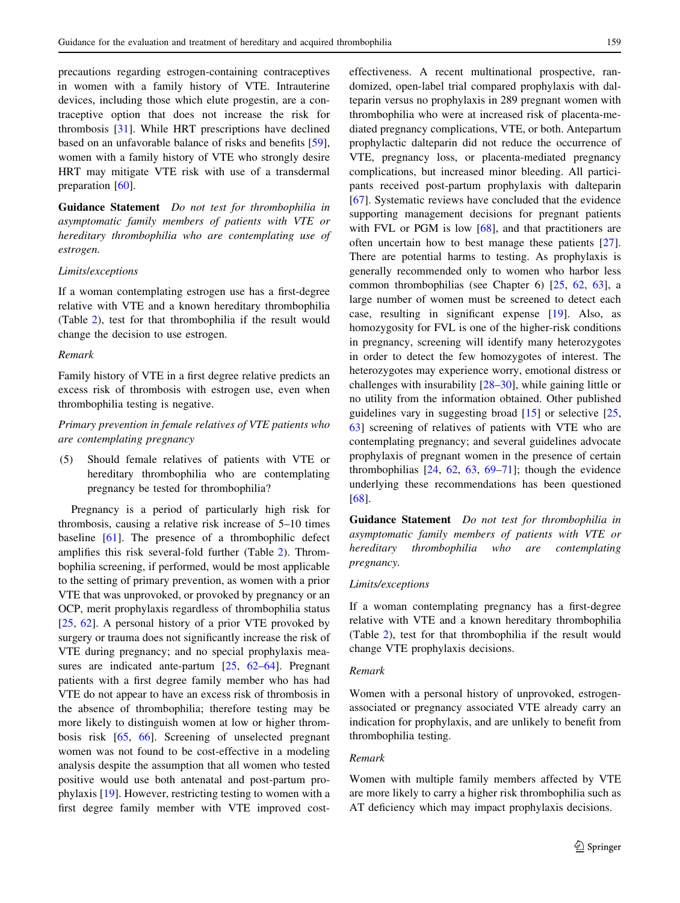precautions regarding estrogen-containing contraceptives in women with a family history of VTE. Intrauterine devices, including those which elute progestin, are a contraceptive option that does not increase the risk for thrombosis [31]. While HRT prescriptions have declined based on an unfavorable balance of risks and benefits [59], women with a family history of VTE who strongly desire HRT may mitigate VTE risk with use of a transdermal preparation [60].

**Guidance Statement** *Do not test for thrombophilia in asymptomatic family members of patients with VTE or hereditary thrombophilia who are contemplating use of estrogen.*

*Limits/exceptions*

If a woman contemplating estrogen use has a first-degree relative with VTE and a known hereditary thrombophilia (Table 2), test for that thrombophilia if the result would change the decision to use estrogen.

*Remark*

Family history of VTE in a first degree relative predicts an excess risk of thrombosis with estrogen use, even when thrombophilia testing is negative.

*Primary prevention in female relatives of VTE patients who are contemplating pregnancy*

(5) Should female relatives of patients with VTE or hereditary thrombophilia who are contemplating pregnancy be tested for thrombophilia?

Pregnancy is a period of particularly high risk for thrombosis, causing a relative risk increase of 5–10 times baseline [61]. The presence of a thrombophilic defect amplifies this risk several-fold further (Table 2). Thrombophilia screening, if performed, would be most applicable to the setting of primary prevention, as women with a prior VTE that was unprovoked, or provoked by pregnancy or an OCP, merit prophylaxis regardless of thrombophilia status [25, 62]. A personal history of a prior VTE provoked by surgery or trauma does not significantly increase the risk of VTE during pregnancy; and no special prophylaxis measures are indicated ante-partum [25, 62–64]. Pregnant patients with a first degree family member who has had VTE do not appear to have an excess risk of thrombosis in the absence of thrombophilia; therefore testing may be more likely to distinguish women at low or higher thrombosis risk [65, 66]. Screening of unselected pregnant women was not found to be cost-effective in a modeling analysis despite the assumption that all women who tested positive would use both antenatal and post-partum prophylaxis [19]. However, restricting testing to women with a first degree family member with VTE improved cost-effectiveness. A recent multinational prospective, randomized, open-label trial compared prophylaxis with dalteparin versus no prophylaxis in 289 pregnant women with thrombophilia who were at increased risk of placenta-mediated pregnancy complications, VTE, or both. Antepartum prophylactic dalteparin did not reduce the occurrence of VTE, pregnancy loss, or placenta-mediated pregnancy complications, but increased minor bleeding. All participants received post-partum prophylaxis with dalteparin [67]. Systematic reviews have concluded that the evidence supporting management decisions for pregnant patients with FVL or PGM is low [68], and that practitioners are often uncertain how to best manage these patients [27]. There are potential harms to testing. As prophylaxis is generally recommended only to women who harbor less common thrombophilias (see Chapter 6) [25, 62, 63], a large number of women must be screened to detect each case, resulting in significant expense [19]. Also, as homozygosity for FVL is one of the higher-risk conditions in pregnancy, screening will identify many heterozygotes in order to detect the few homozygotes of interest. The heterozygotes may experience worry, emotional distress or challenges with insurability [28–30], while gaining little or no utility from the information obtained. Other published guidelines vary in suggesting broad [15] or selective [25, 63] screening of relatives of patients with VTE who are contemplating pregnancy; and several guidelines advocate prophylaxis of pregnant women in the presence of certain thrombophilias [24, 62, 63, 69–71]; though the evidence underlying these recommendations has been questioned [68].

**Guidance Statement** *Do not test for thrombophilia in asymptomatic family members of patients with VTE or hereditary thrombophilia who are contemplating pregnancy.*

*Limits/exceptions*

If a woman contemplating pregnancy has a first-degree relative with VTE and a known hereditary thrombophilia (Table 2), test for that thrombophilia if the result would change VTE prophylaxis decisions.

*Remark*

Women with a personal history of unprovoked, estrogen-associated or pregnancy associated VTE already carry an indication for prophylaxis, and are unlikely to benefit from thrombophilia testing.

*Remark*

Women with multiple family members affected by VTE are more likely to carry a higher risk thrombophilia such as AT deficiency which may impact prophylaxis decisions.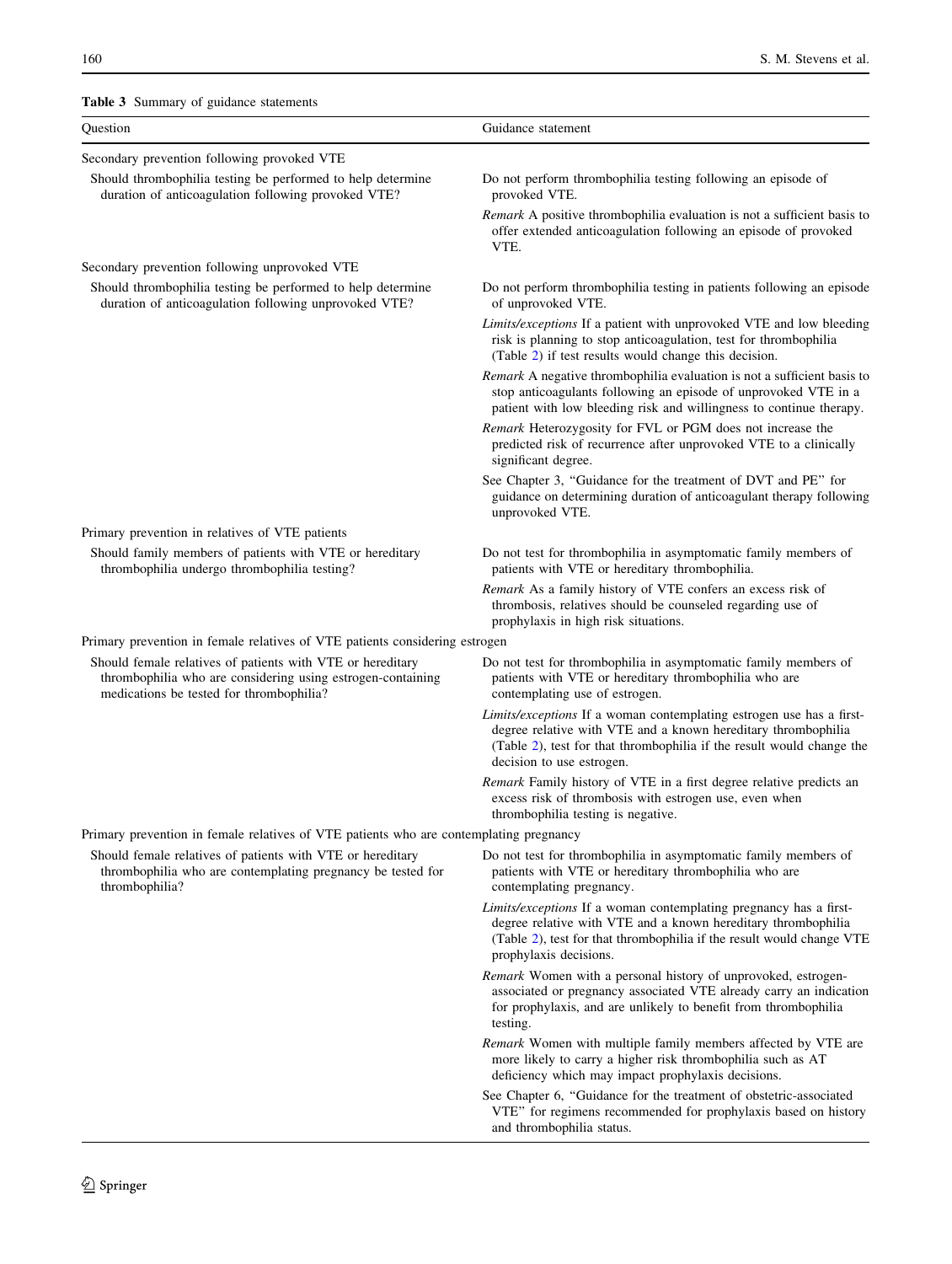**Table 3** Summary of guidance statements

| Question | Guidance statement |
|---|---|
| Secondary prevention following provoked VTE | |
| Should thrombophilia testing be performed to help determine duration of anticoagulation following provoked VTE? | Do not perform thrombophilia testing following an episode of provoked VTE. |
| | *Remark* A positive thrombophilia evaluation is not a sufficient basis to offer extended anticoagulation following an episode of provoked VTE. |
| Secondary prevention following unprovoked VTE | |
| Should thrombophilia testing be performed to help determine duration of anticoagulation following unprovoked VTE? | Do not perform thrombophilia testing in patients following an episode of unprovoked VTE. |
| | *Limits/exceptions* If a patient with unprovoked VTE and low bleeding risk is planning to stop anticoagulation, test for thrombophilia (Table 2) if test results would change this decision. |
| | *Remark* A negative thrombophilia evaluation is not a sufficient basis to stop anticoagulants following an episode of unprovoked VTE in a patient with low bleeding risk and willingness to continue therapy. |
| | *Remark* Heterozygosity for FVL or PGM does not increase the predicted risk of recurrence after unprovoked VTE to a clinically significant degree. |
| | See Chapter 3, "Guidance for the treatment of DVT and PE" for guidance on determining duration of anticoagulant therapy following unprovoked VTE. |
| Primary prevention in relatives of VTE patients | |
| Should family members of patients with VTE or hereditary thrombophilia undergo thrombophilia testing? | Do not test for thrombophilia in asymptomatic family members of patients with VTE or hereditary thrombophilia. |
| | *Remark* As a family history of VTE confers an excess risk of thrombosis, relatives should be counseled regarding use of prophylaxis in high risk situations. |
| Primary prevention in female relatives of VTE patients considering estrogen | |
| Should female relatives of patients with VTE or hereditary thrombophilia who are considering using estrogen-containing medications be tested for thrombophilia? | Do not test for thrombophilia in asymptomatic family members of patients with VTE or hereditary thrombophilia who are contemplating use of estrogen. |
| | *Limits/exceptions* If a woman contemplating estrogen use has a first-degree relative with VTE and a known hereditary thrombophilia (Table 2), test for that thrombophilia if the result would change the decision to use estrogen. |
| | *Remark* Family history of VTE in a first degree relative predicts an excess risk of thrombosis with estrogen use, even when thrombophilia testing is negative. |
| Primary prevention in female relatives of VTE patients who are contemplating pregnancy | |
| Should female relatives of patients with VTE or hereditary thrombophilia who are contemplating pregnancy be tested for thrombophilia? | Do not test for thrombophilia in asymptomatic family members of patients with VTE or hereditary thrombophilia who are contemplating pregnancy. |
| | *Limits/exceptions* If a woman contemplating pregnancy has a first-degree relative with VTE and a known hereditary thrombophilia (Table 2), test for that thrombophilia if the result would change VTE prophylaxis decisions. |
| | *Remark* Women with a personal history of unprovoked, estrogen-associated or pregnancy associated VTE already carry an indication for prophylaxis, and are unlikely to benefit from thrombophilia testing. |
| | *Remark* Women with multiple family members affected by VTE are more likely to carry a higher risk thrombophilia such as AT deficiency which may impact prophylaxis decisions. |
| | See Chapter 6, "Guidance for the treatment of obstetric-associated VTE" for regimens recommended for prophylaxis based on history and thrombophilia status. |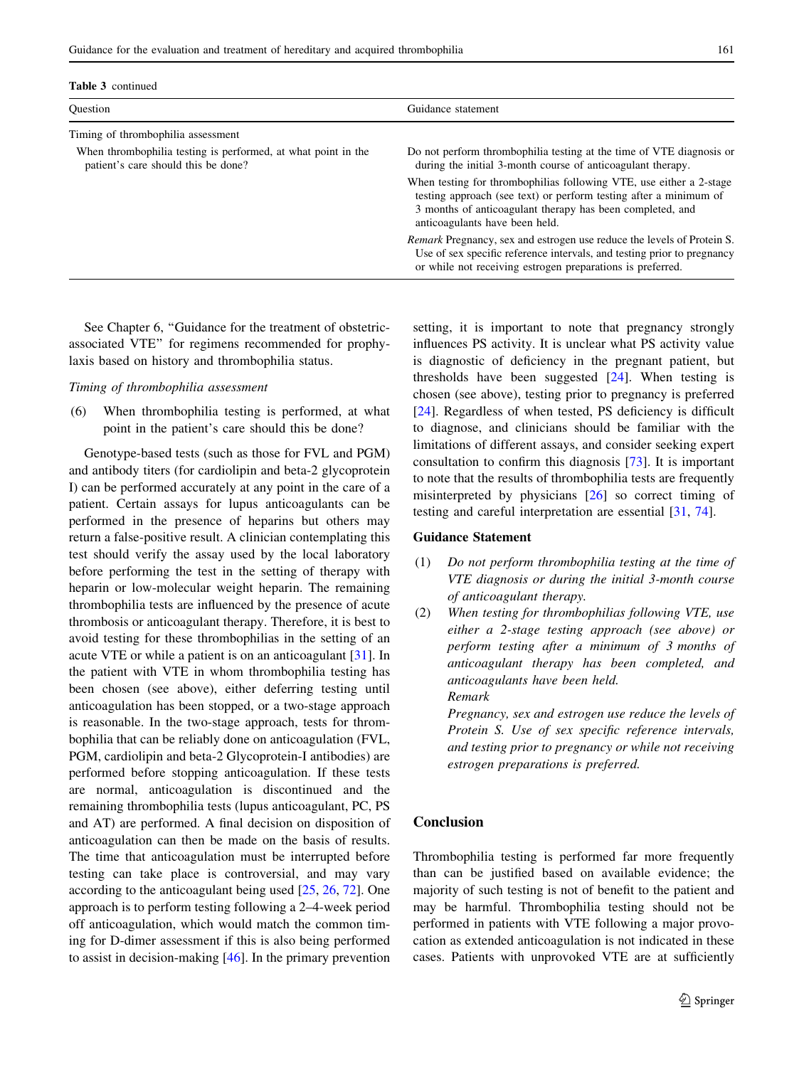**Table 3** continued

| Question | Guidance statement |
|---|---|
| Timing of thrombophilia assessment | |
| When thrombophilia testing is performed, at what point in the patient's care should this be done? | Do not perform thrombophilia testing at the time of VTE diagnosis or during the initial 3-month course of anticoagulant therapy. |
| | When testing for thrombophilias following VTE, use either a 2-stage testing approach (see text) or perform testing after a minimum of 3 months of anticoagulant therapy has been completed, and anticoagulants have been held. |
| | *Remark* Pregnancy, sex and estrogen use reduce the levels of Protein S. Use of sex specific reference intervals, and testing prior to pregnancy or while not receiving estrogen preparations is preferred. |

See Chapter 6, "Guidance for the treatment of obstetric-associated VTE" for regimens recommended for prophylaxis based on history and thrombophilia status.

*Timing of thrombophilia assessment*

(6) When thrombophilia testing is performed, at what point in the patient's care should this be done?

Genotype-based tests (such as those for FVL and PGM) and antibody titers (for cardiolipin and beta-2 glycoprotein I) can be performed accurately at any point in the care of a patient. Certain assays for lupus anticoagulants can be performed in the presence of heparins but others may return a false-positive result. A clinician contemplating this test should verify the assay used by the local laboratory before performing the test in the setting of therapy with heparin or low-molecular weight heparin. The remaining thrombophilia tests are influenced by the presence of acute thrombosis or anticoagulant therapy. Therefore, it is best to avoid testing for these thrombophilias in the setting of an acute VTE or while a patient is on an anticoagulant [31]. In the patient with VTE in whom thrombophilia testing has been chosen (see above), either deferring testing until anticoagulation has been stopped, or a two-stage approach is reasonable. In the two-stage approach, tests for thrombophilia that can be reliably done on anticoagulation (FVL, PGM, cardiolipin and beta-2 Glycoprotein-I antibodies) are performed before stopping anticoagulation. If these tests are normal, anticoagulation is discontinued and the remaining thrombophilia tests (lupus anticoagulant, PC, PS and AT) are performed. A final decision on disposition of anticoagulation can then be made on the basis of results. The time that anticoagulation must be interrupted before testing can take place is controversial, and may vary according to the anticoagulant being used [25, 26, 72]. One approach is to perform testing following a 2–4-week period off anticoagulation, which would match the common timing for D-dimer assessment if this is also being performed to assist in decision-making [46]. In the primary prevention setting, it is important to note that pregnancy strongly influences PS activity. It is unclear what PS activity value is diagnostic of deficiency in the pregnant patient, but thresholds have been suggested [24]. When testing is chosen (see above), testing prior to pregnancy is preferred [24]. Regardless of when tested, PS deficiency is difficult to diagnose, and clinicians should be familiar with the limitations of different assays, and consider seeking expert consultation to confirm this diagnosis [73]. It is important to note that the results of thrombophilia tests are frequently misinterpreted by physicians [26] so correct timing of testing and careful interpretation are essential [31, 74].

### Guidance Statement

(1) *Do not perform thrombophilia testing at the time of VTE diagnosis or during the initial 3-month course of anticoagulant therapy.*

(2) *When testing for thrombophilias following VTE, use either a 2-stage testing approach (see above) or perform testing after a minimum of 3 months of anticoagulant therapy has been completed, and anticoagulants have been held.*

*Remark*

*Pregnancy, sex and estrogen use reduce the levels of Protein S. Use of sex specific reference intervals, and testing prior to pregnancy or while not receiving estrogen preparations is preferred.*

## Conclusion

Thrombophilia testing is performed far more frequently than can be justified based on available evidence; the majority of such testing is not of benefit to the patient and may be harmful. Thrombophilia testing should not be performed in patients with VTE following a major provocation as extended anticoagulation is not indicated in these cases. Patients with unprovoked VTE are at sufficiently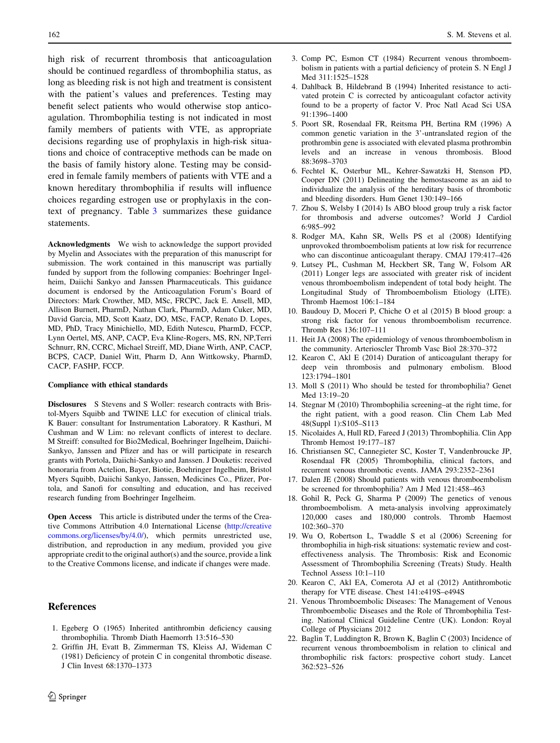high risk of recurrent thrombosis that anticoagulation should be continued regardless of thrombophilia status, as long as bleeding risk is not high and treatment is consistent with the patient's values and preferences. Testing may benefit select patients who would otherwise stop anticoagulation. Thrombophilia testing is not indicated in most family members of patients with VTE, as appropriate decisions regarding use of prophylaxis in high-risk situations and choice of contraceptive methods can be made on the basis of family history alone. Testing may be considered in female family members of patients with VTE and a known hereditary thrombophilia if results will influence choices regarding estrogen use or prophylaxis in the context of pregnancy. Table 3 summarizes these guidance statements.

**Acknowledgments** We wish to acknowledge the support provided by Myelin and Associates with the preparation of this manuscript for submission. The work contained in this manuscript was partially funded by support from the following companies: Boehringer Ingelheim, Daiichi Sankyo and Janssen Pharmaceuticals. This guidance document is endorsed by the Anticoagulation Forum's Board of Directors: Mark Crowther, MD, MSc, FRCPC, Jack E. Ansell, MD, Allison Burnett, PharmD, Nathan Clark, PharmD, Adam Cuker, MD, David Garcia, MD, Scott Kaatz, DO, MSc, FACP, Renato D. Lopes, MD, PhD, Tracy Minichiello, MD, Edith Nutescu, PharmD, FCCP, Lynn Oertel, MS, ANP, CACP, Eva Kline-Rogers, MS, RN, NP,Terri Schnurr, RN, CCRC, Michael Streiff, MD, Diane Wirth, ANP, CACP, BCPS, CACP, Daniel Witt, Pharm D, Ann Wittkowsky, PharmD, CACP, FASHP, FCCP.

**Compliance with ethical standards**

**Disclosures** S Stevens and S Woller: research contracts with Bristol-Myers Squibb and TWINE LLC for execution of clinical trials. K Bauer: consultant for Instrumentation Laboratory. R Kasthuri, M Cushman and W Lim: no relevant conflicts of interest to declare. M Streiff: consulted for Bio2Medical, Boehringer Ingelheim, Daiichi-Sankyo, Janssen and Pfizer and has or will participate in research grants with Portola, Daiichi-Sankyo and Janssen. J Douketis: received honoraria from Actelion, Bayer, Biotie, Boehringer Ingelheim, Bristol Myers Squibb, Daiichi Sankyo, Janssen, Medicines Co., Pfizer, Portola, and Sanofi for consulting and education, and has received research funding from Boehringer Ingelheim.

**Open Access** This article is distributed under the terms of the Creative Commons Attribution 4.0 International License (http://creativecommons.org/licenses/by/4.0/), which permits unrestricted use, distribution, and reproduction in any medium, provided you give appropriate credit to the original author(s) and the source, provide a link to the Creative Commons license, and indicate if changes were made.

## References

1. Egeberg O (1965) Inherited antithrombin deficiency causing thrombophilia. Thromb Diath Haemorrh 13:516–530
2. Griffin JH, Evatt B, Zimmerman TS, Kleiss AJ, Wideman C (1981) Deficiency of protein C in congenital thrombotic disease. J Clin Invest 68:1370–1373
3. Comp PC, Esmon CT (1984) Recurrent venous thromboembolism in patients with a partial deficiency of protein S. N Engl J Med 311:1525–1528
4. Dahlback B, Hildebrand B (1994) Inherited resistance to activated protein C is corrected by anticoagulant cofactor activity found to be a property of factor V. Proc Natl Acad Sci USA 91:1396–1400
5. Poort SR, Rosendaal FR, Reitsma PH, Bertina RM (1996) A common genetic variation in the 3'-untranslated region of the prothrombin gene is associated with elevated plasma prothrombin levels and an increase in venous thrombosis. Blood 88:3698–3703
6. Fechtel K, Osterbur ML, Kehrer-Sawatzki H, Stenson PD, Cooper DN (2011) Delineating the hemostaseome as an aid to individualize the analysis of the hereditary basis of thrombotic and bleeding disorders. Hum Genet 130:149–166
7. Zhou S, Welsby I (2014) Is ABO blood group truly a risk factor for thrombosis and adverse outcomes? World J Cardiol 6:985–992
8. Rodger MA, Kahn SR, Wells PS et al (2008) Identifying unprovoked thromboembolism patients at low risk for recurrence who can discontinue anticoagulant therapy. CMAJ 179:417–426
9. Lutsey PL, Cushman M, Heckbert SR, Tang W, Folsom AR (2011) Longer legs are associated with greater risk of incident venous thromboembolism independent of total body height. The Longitudinal Study of Thromboembolism Etiology (LITE). Thromb Haemost 106:1–184
10. Baudouy D, Moceri P, Chiche O et al (2015) B blood group: a strong risk factor for venous thromboembolism recurrence. Thromb Res 136:107–111
11. Heit JA (2008) The epidemiology of venous thromboembolism in the community. Arterioscler Thromb Vasc Biol 28:370–372
12. Kearon C, Akl E (2014) Duration of anticoagulant therapy for deep vein thrombosis and pulmonary embolism. Blood 123:1794–1801
13. Moll S (2011) Who should be tested for thrombophilia? Genet Med 13:19–20
14. Stegnar M (2010) Thrombophilia screening–at the right time, for the right patient, with a good reason. Clin Chem Lab Med 48(Suppl 1):S105–S113
15. Nicolaides A, Hull RD, Fareed J (2013) Thrombophilia. Clin App Thromb Hemost 19:177–187
16. Christiansen SC, Cannegieter SC, Koster T, Vandenbroucke JP, Rosendaal FR (2005) Thrombophilia, clinical factors, and recurrent venous thrombotic events. JAMA 293:2352–2361
17. Dalen JE (2008) Should patients with venous thromboembolism be screened for thrombophilia? Am J Med 121:458–463
18. Gohil R, Peck G, Sharma P (2009) The genetics of venous thromboembolism. A meta-analysis involving approximately 120,000 cases and 180,000 controls. Thromb Haemost 102:360–370
19. Wu O, Robertson L, Twaddle S et al (2006) Screening for thrombophilia in high-risk situations: systematic review and cost-effectiveness analysis. The Thrombosis: Risk and Economic Assessment of Thrombophilia Screening (Treats) Study. Health Technol Assess 10:1–110
20. Kearon C, Akl EA, Comerota AJ et al (2012) Antithrombotic therapy for VTE disease. Chest 141:e419S–e494S
21. Venous Thromboembolic Diseases: The Management of Venous Thromboembolic Diseases and the Role of Thrombophilia Testing. National Clinical Guideline Centre (UK). London: Royal College of Physicians 2012
22. Baglin T, Luddington R, Brown K, Baglin C (2003) Incidence of recurrent venous thromboembolism in relation to clinical and thrombophilic risk factors: prospective cohort study. Lancet 362:523–526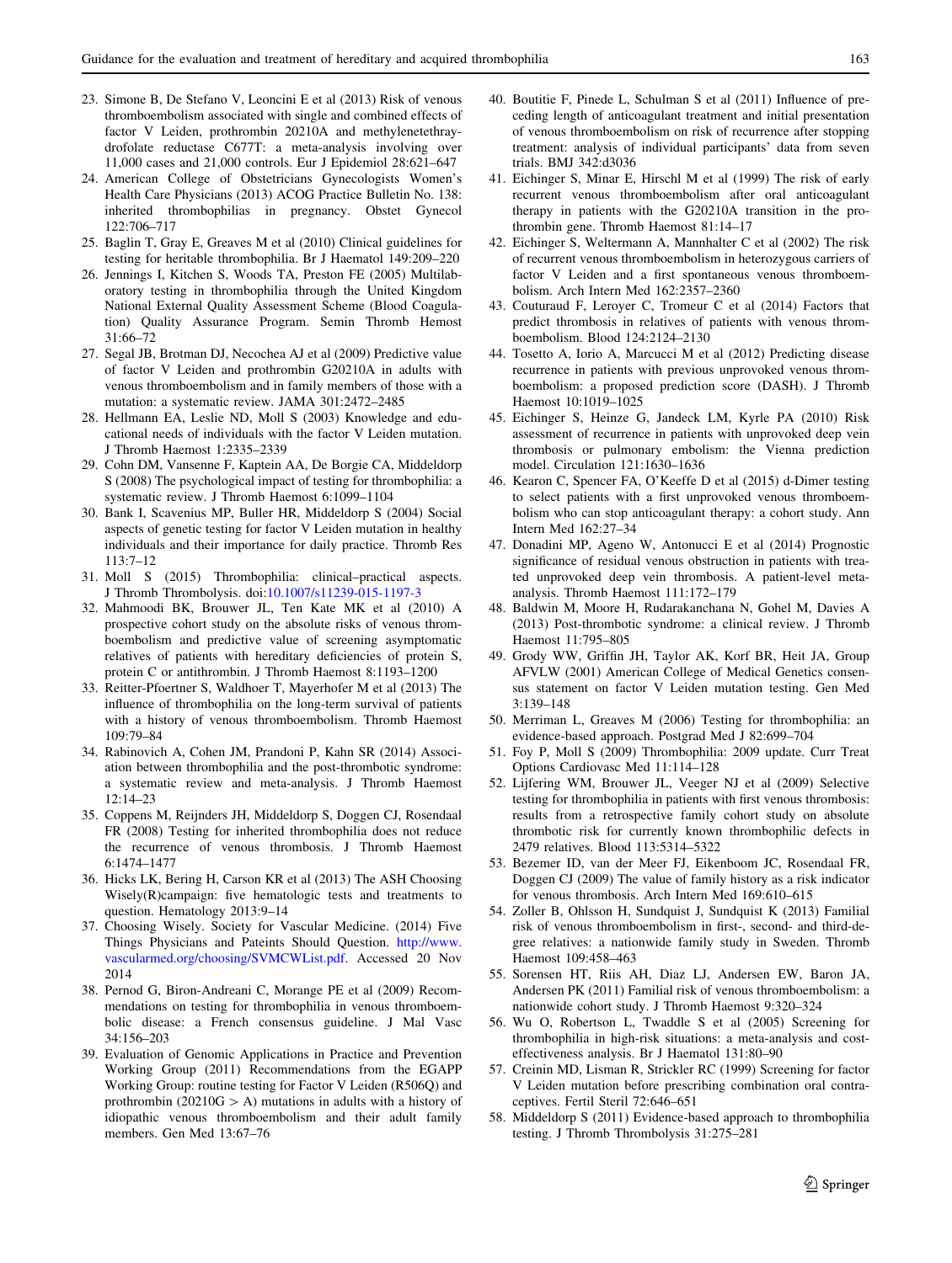23. Simone B, De Stefano V, Leoncini E et al (2013) Risk of venous thromboembolism associated with single and combined effects of factor V Leiden, prothrombin 20210A and methylenetethraydrofolate reductase C677T: a meta-analysis involving over 11,000 cases and 21,000 controls. Eur J Epidemiol 28:621–647
24. American College of Obstetricians Gynecologists Women's Health Care Physicians (2013) ACOG Practice Bulletin No. 138: inherited thrombophilias in pregnancy. Obstet Gynecol 122:706–717
25. Baglin T, Gray E, Greaves M et al (2010) Clinical guidelines for testing for heritable thrombophilia. Br J Haematol 149:209–220
26. Jennings I, Kitchen S, Woods TA, Preston FE (2005) Multilaboratory testing in thrombophilia through the United Kingdom National External Quality Assessment Scheme (Blood Coagulation) Quality Assurance Program. Semin Thromb Hemost 31:66–72
27. Segal JB, Brotman DJ, Necochea AJ et al (2009) Predictive value of factor V Leiden and prothrombin G20210A in adults with venous thromboembolism and in family members of those with a mutation: a systematic review. JAMA 301:2472–2485
28. Hellmann EA, Leslie ND, Moll S (2003) Knowledge and educational needs of individuals with the factor V Leiden mutation. J Thromb Haemost 1:2335–2339
29. Cohn DM, Vansenne F, Kaptein AA, De Borgie CA, Middeldorp S (2008) The psychological impact of testing for thrombophilia: a systematic review. J Thromb Haemost 6:1099–1104
30. Bank I, Scavenius MP, Buller HR, Middeldorp S (2004) Social aspects of genetic testing for factor V Leiden mutation in healthy individuals and their importance for daily practice. Thromb Res 113:7–12
31. Moll S (2015) Thrombophilia: clinical–practical aspects. J Thromb Thrombolysis. doi:10.1007/s11239-015-1197-3
32. Mahmoodi BK, Brouwer JL, Ten Kate MK et al (2010) A prospective cohort study on the absolute risks of venous thromboembolism and predictive value of screening asymptomatic relatives of patients with hereditary deficiencies of protein S, protein C or antithrombin. J Thromb Haemost 8:1193–1200
33. Reitter-Pfoertner S, Waldhoer T, Mayerhofer M et al (2013) The influence of thrombophilia on the long-term survival of patients with a history of venous thromboembolism. Thromb Haemost 109:79–84
34. Rabinovich A, Cohen JM, Prandoni P, Kahn SR (2014) Association between thrombophilia and the post-thrombotic syndrome: a systematic review and meta-analysis. J Thromb Haemost 12:14–23
35. Coppens M, Reijnders JH, Middeldorp S, Doggen CJ, Rosendaal FR (2008) Testing for inherited thrombophilia does not reduce the recurrence of venous thrombosis. J Thromb Haemost 6:1474–1477
36. Hicks LK, Bering H, Carson KR et al (2013) The ASH Choosing Wisely(R)campaign: five hematologic tests and treatments to question. Hematology 2013:9–14
37. Choosing Wisely. Society for Vascular Medicine. (2014) Five Things Physicians and Pateints Should Question. http://www.vascularmed.org/choosing/SVMCWList.pdf. Accessed 20 Nov 2014
38. Pernod G, Biron-Andreani C, Morange PE et al (2009) Recommendations on testing for thrombophilia in venous thromboembolic disease: a French consensus guideline. J Mal Vasc 34:156–203
39. Evaluation of Genomic Applications in Practice and Prevention Working Group (2011) Recommendations from the EGAPP Working Group: routine testing for Factor V Leiden (R506Q) and prothrombin (20210G > A) mutations in adults with a history of idiopathic venous thromboembolism and their adult family members. Gen Med 13:67–76
40. Boutitie F, Pinede L, Schulman S et al (2011) Influence of preceding length of anticoagulant treatment and initial presentation of venous thromboembolism on risk of recurrence after stopping treatment: analysis of individual participants' data from seven trials. BMJ 342:d3036
41. Eichinger S, Minar E, Hirschl M et al (1999) The risk of early recurrent venous thromboembolism after oral anticoagulant therapy in patients with the G20210A transition in the prothrombin gene. Thromb Haemost 81:14–17
42. Eichinger S, Weltermann A, Mannhalter C et al (2002) The risk of recurrent venous thromboembolism in heterozygous carriers of factor V Leiden and a first spontaneous venous thromboembolism. Arch Intern Med 162:2357–2360
43. Couturaud F, Leroyer C, Tromeur C et al (2014) Factors that predict thrombosis in relatives of patients with venous thromboembolism. Blood 124:2124–2130
44. Tosetto A, Iorio A, Marcucci M et al (2012) Predicting disease recurrence in patients with previous unprovoked venous thromboembolism: a proposed prediction score (DASH). J Thromb Haemost 10:1019–1025
45. Eichinger S, Heinze G, Jandeck LM, Kyrle PA (2010) Risk assessment of recurrence in patients with unprovoked deep vein thrombosis or pulmonary embolism: the Vienna prediction model. Circulation 121:1630–1636
46. Kearon C, Spencer FA, O'Keeffe D et al (2015) d-Dimer testing to select patients with a first unprovoked venous thromboembolism who can stop anticoagulant therapy: a cohort study. Ann Intern Med 162:27–34
47. Donadini MP, Ageno W, Antonucci E et al (2014) Prognostic significance of residual venous obstruction in patients with treated unprovoked deep vein thrombosis. A patient-level meta-analysis. Thromb Haemost 111:172–179
48. Baldwin M, Moore H, Rudarakanchana N, Gohel M, Davies A (2013) Post-thrombotic syndrome: a clinical review. J Thromb Haemost 11:795–805
49. Grody WW, Griffin JH, Taylor AK, Korf BR, Heit JA, Group AFVLW (2001) American College of Medical Genetics consensus statement on factor V Leiden mutation testing. Gen Med 3:139–148
50. Merriman L, Greaves M (2006) Testing for thrombophilia: an evidence-based approach. Postgrad Med J 82:699–704
51. Foy P, Moll S (2009) Thrombophilia: 2009 update. Curr Treat Options Cardiovasc Med 11:114–128
52. Lijfering WM, Brouwer JL, Veeger NJ et al (2009) Selective testing for thrombophilia in patients with first venous thrombosis: results from a retrospective family cohort study on absolute thrombotic risk for currently known thrombophilic defects in 2479 relatives. Blood 113:5314–5322
53. Bezemer ID, van der Meer FJ, Eikenboom JC, Rosendaal FR, Doggen CJ (2009) The value of family history as a risk indicator for venous thrombosis. Arch Intern Med 169:610–615
54. Zoller B, Ohlsson H, Sundquist J, Sundquist K (2013) Familial risk of venous thromboembolism in first-, second- and third-degree relatives: a nationwide family study in Sweden. Thromb Haemost 109:458–463
55. Sorensen HT, Riis AH, Diaz LJ, Andersen EW, Baron JA, Andersen PK (2011) Familial risk of venous thromboembolism: a nationwide cohort study. J Thromb Haemost 9:320–324
56. Wu O, Robertson L, Twaddle S et al (2005) Screening for thrombophilia in high-risk situations: a meta-analysis and cost-effectiveness analysis. Br J Haematol 131:80–90
57. Creinin MD, Lisman R, Strickler RC (1999) Screening for factor V Leiden mutation before prescribing combination oral contraceptives. Fertil Steril 72:646–651
58. Middeldorp S (2011) Evidence-based approach to thrombophilia testing. J Thromb Thrombolysis 31:275–281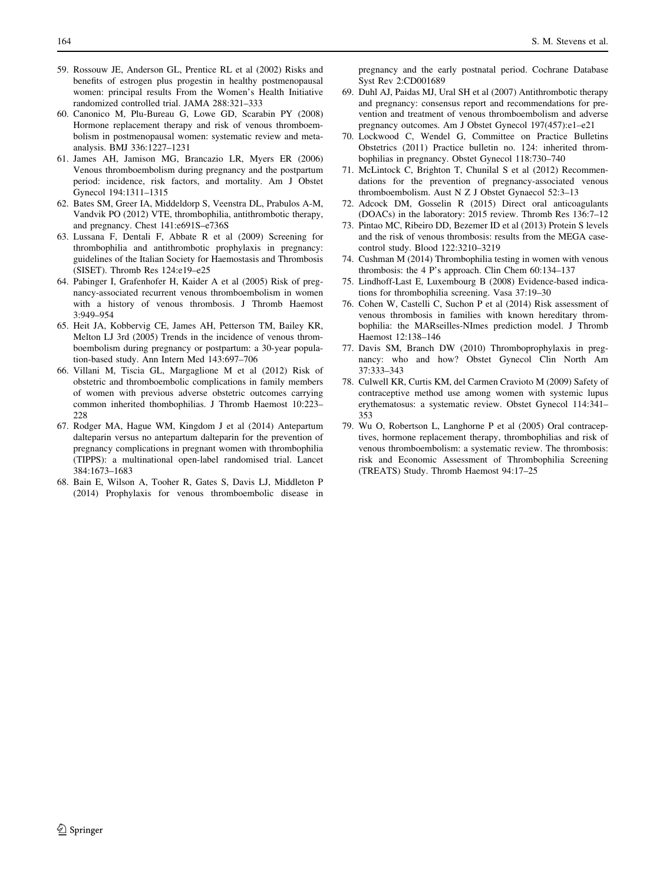59. Rossouw JE, Anderson GL, Prentice RL et al (2002) Risks and benefits of estrogen plus progestin in healthy postmenopausal women: principal results From the Women's Health Initiative randomized controlled trial. JAMA 288:321–333
60. Canonico M, Plu-Bureau G, Lowe GD, Scarabin PY (2008) Hormone replacement therapy and risk of venous thromboembolism in postmenopausal women: systematic review and meta-analysis. BMJ 336:1227–1231
61. James AH, Jamison MG, Brancazio LR, Myers ER (2006) Venous thromboembolism during pregnancy and the postpartum period: incidence, risk factors, and mortality. Am J Obstet Gynecol 194:1311–1315
62. Bates SM, Greer IA, Middeldorp S, Veenstra DL, Prabulos A-M, Vandvik PO (2012) VTE, thrombophilia, antithrombotic therapy, and pregnancy. Chest 141:e691S–e736S
63. Lussana F, Dentali F, Abbate R et al (2009) Screening for thrombophilia and antithrombotic prophylaxis in pregnancy: guidelines of the Italian Society for Haemostasis and Thrombosis (SISET). Thromb Res 124:e19–e25
64. Pabinger I, Grafenhofer H, Kaider A et al (2005) Risk of pregnancy-associated recurrent venous thromboembolism in women with a history of venous thrombosis. J Thromb Haemost 3:949–954
65. Heit JA, Kobbervig CE, James AH, Petterson TM, Bailey KR, Melton LJ 3rd (2005) Trends in the incidence of venous thromboembolism during pregnancy or postpartum: a 30-year population-based study. Ann Intern Med 143:697–706
66. Villani M, Tiscia GL, Margaglione M et al (2012) Risk of obstetric and thromboembolic complications in family members of women with previous adverse obstetric outcomes carrying common inherited thombophilias. J Thromb Haemost 10:223–228
67. Rodger MA, Hague WM, Kingdom J et al (2014) Antepartum dalteparin versus no antepartum dalteparin for the prevention of pregnancy complications in pregnant women with thrombophilia (TIPPS): a multinational open-label randomised trial. Lancet 384:1673–1683
68. Bain E, Wilson A, Tooher R, Gates S, Davis LJ, Middleton P (2014) Prophylaxis for venous thromboembolic disease in pregnancy and the early postnatal period. Cochrane Database Syst Rev 2:CD001689
69. Duhl AJ, Paidas MJ, Ural SH et al (2007) Antithrombotic therapy and pregnancy: consensus report and recommendations for prevention and treatment of venous thromboembolism and adverse pregnancy outcomes. Am J Obstet Gynecol 197(457):e1–e21
70. Lockwood C, Wendel G, Committee on Practice Bulletins Obstetrics (2011) Practice bulletin no. 124: inherited thrombophilias in pregnancy. Obstet Gynecol 118:730–740
71. McLintock C, Brighton T, Chunilal S et al (2012) Recommendations for the prevention of pregnancy-associated venous thromboembolism. Aust N Z J Obstet Gynaecol 52:3–13
72. Adcock DM, Gosselin R (2015) Direct oral anticoagulants (DOACs) in the laboratory: 2015 review. Thromb Res 136:7–12
73. Pintao MC, Ribeiro DD, Bezemer ID et al (2013) Protein S levels and the risk of venous thrombosis: results from the MEGA case-control study. Blood 122:3210–3219
74. Cushman M (2014) Thrombophilia testing in women with venous thrombosis: the 4 P's approach. Clin Chem 60:134–137
75. Lindhoff-Last E, Luxembourg B (2008) Evidence-based indications for thrombophilia screening. Vasa 37:19–30
76. Cohen W, Castelli C, Suchon P et al (2014) Risk assessment of venous thrombosis in families with known hereditary thrombophilia: the MARseilles-NImes prediction model. J Thromb Haemost 12:138–146
77. Davis SM, Branch DW (2010) Thromboprophylaxis in pregnancy: who and how? Obstet Gynecol Clin North Am 37:333–343
78. Culwell KR, Curtis KM, del Carmen Cravioto M (2009) Safety of contraceptive method use among women with systemic lupus erythematosus: a systematic review. Obstet Gynecol 114:341–353
79. Wu O, Robertson L, Langhorne P et al (2005) Oral contraceptives, hormone replacement therapy, thrombophilias and risk of venous thromboembolism: a systematic review. The thrombosis: risk and Economic Assessment of Thrombophilia Screening (TREATS) Study. Thromb Haemost 94:17–25